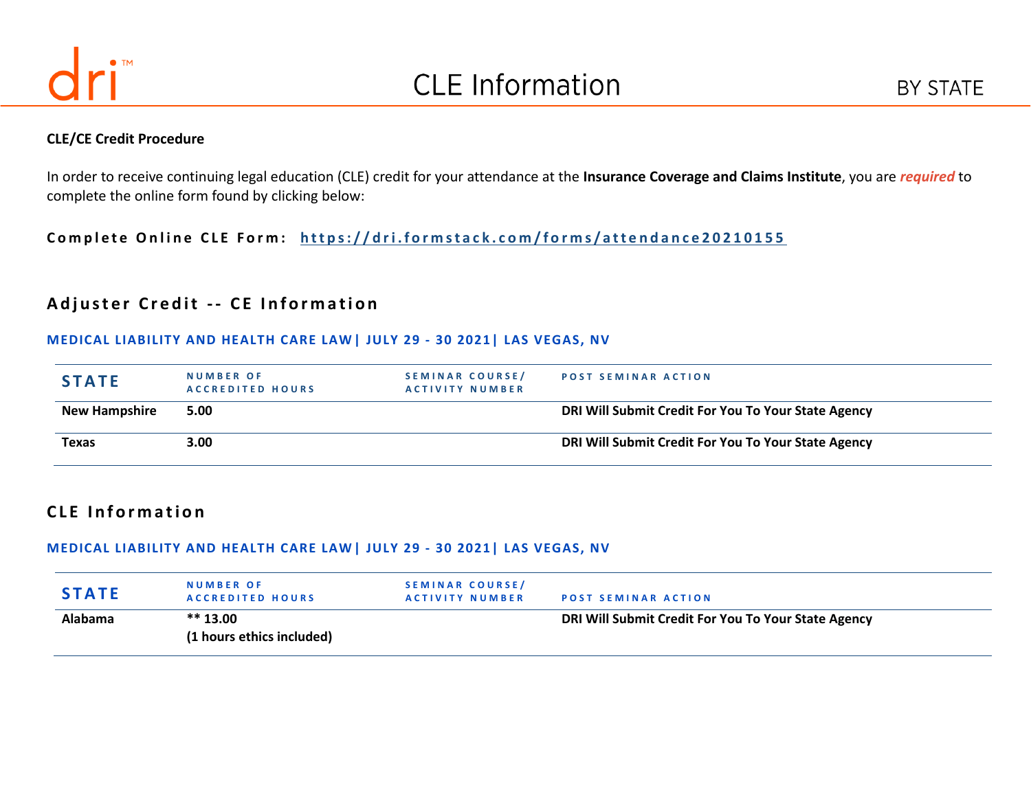dri™

# CLE Information

BY STATE

**CLE/CE Credit Procedure**

In order to receive continuing legal education (CLE) credit for your attendance at the **Insurance Coverage and Claims Institute**, you are ***required*** to complete the online form found by clicking below:

**Complete Online CLE Form: https://dri.formstack.com/forms/attendance20210155**

## Adjuster Credit -- CE Information

### MEDICAL LIABILITY AND HEALTH CARE LAW| JULY 29 - 30 2021| LAS VEGAS, NV

| STATE | NUMBER OF ACCREDITED HOURS | SEMINAR COURSE/ ACTIVITY NUMBER | POST SEMINAR ACTION |
|---|---|---|---|
| **New Hampshire** | **5.00** | | **DRI Will Submit Credit For You To Your State Agency** |
| **Texas** | **3.00** | | **DRI Will Submit Credit For You To Your State Agency** |

## CLE Information

### MEDICAL LIABILITY AND HEALTH CARE LAW| JULY 29 - 30 2021| LAS VEGAS, NV

| STATE | NUMBER OF ACCREDITED HOURS | SEMINAR COURSE/ ACTIVITY NUMBER | POST SEMINAR ACTION |
|---|---|---|---|
| **Alabama** | **** 13.00 (1 hours ethics included)** | | **DRI Will Submit Credit For You To Your State Agency** |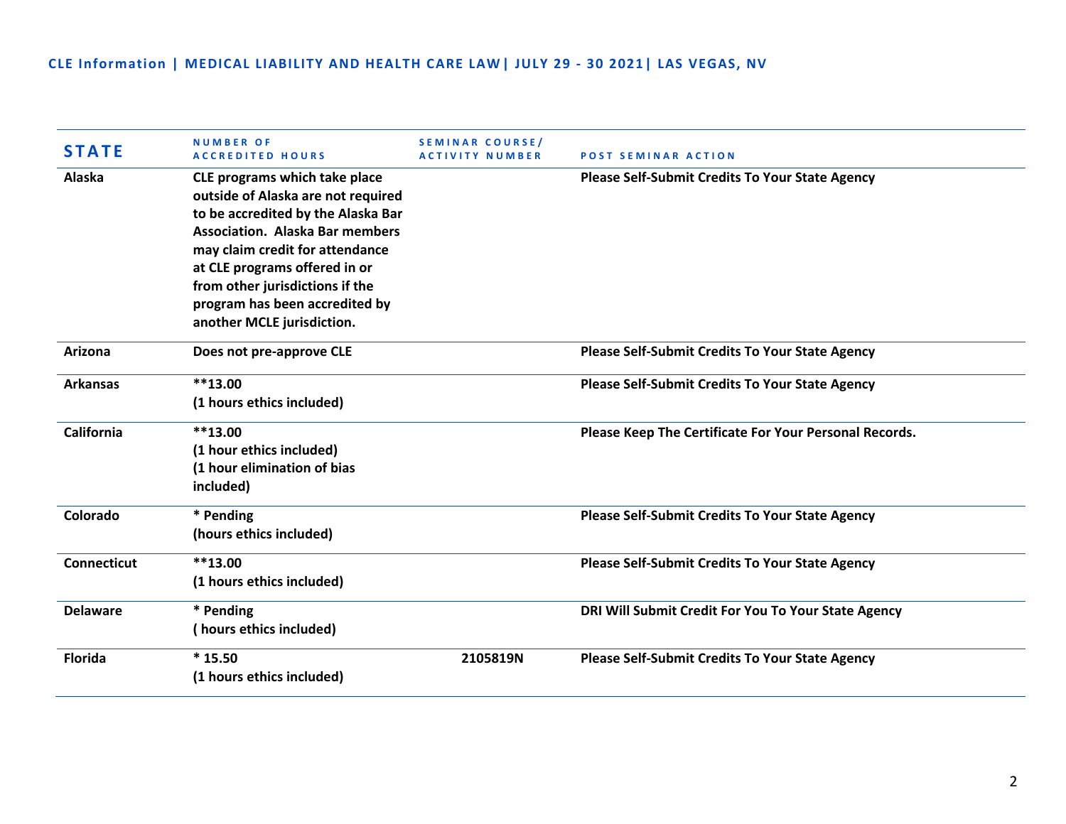**CLE Information | MEDICAL LIABILITY AND HEALTH CARE LAW| JULY 29 - 30 2021| LAS VEGAS, NV**

| STATE | NUMBER OF ACCREDITED HOURS | SEMINAR COURSE/ ACTIVITY NUMBER | POST SEMINAR ACTION |
|---|---|---|---|
| Alaska | CLE programs which take place outside of Alaska are not required to be accredited by the Alaska Bar Association. Alaska Bar members may claim credit for attendance at CLE programs offered in or from other jurisdictions if the program has been accredited by another MCLE jurisdiction. | | Please Self-Submit Credits To Your State Agency |
| Arizona | Does not pre-approve CLE | | Please Self-Submit Credits To Your State Agency |
| Arkansas | **13.00 (1 hours ethics included) | | Please Self-Submit Credits To Your State Agency |
| California | **13.00 (1 hour ethics included) (1 hour elimination of bias included) | | Please Keep The Certificate For Your Personal Records. |
| Colorado | * Pending (hours ethics included) | | Please Self-Submit Credits To Your State Agency |
| Connecticut | **13.00 (1 hours ethics included) | | Please Self-Submit Credits To Your State Agency |
| Delaware | * Pending ( hours ethics included) | | DRI Will Submit Credit For You To Your State Agency |
| Florida | * 15.50 (1 hours ethics included) | 2105819N | Please Self-Submit Credits To Your State Agency |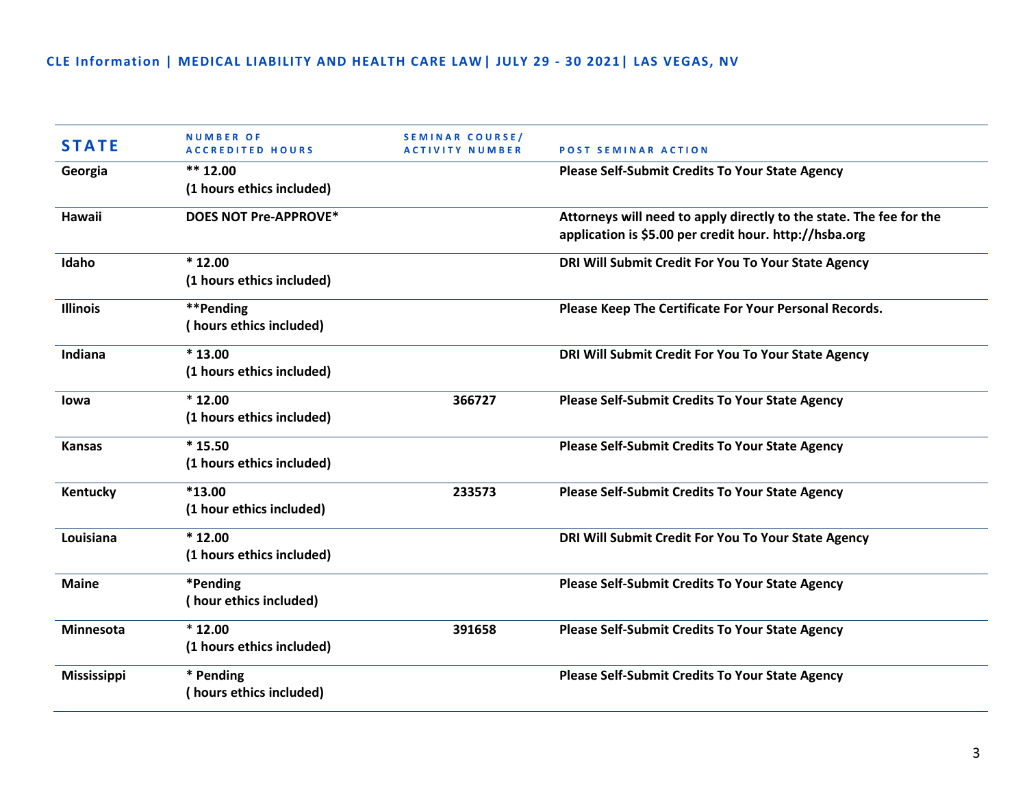**CLE Information | MEDICAL LIABILITY AND HEALTH CARE LAW| JULY 29 - 30 2021| LAS VEGAS, NV**

| STATE | NUMBER OF ACCREDITED HOURS | SEMINAR COURSE/ ACTIVITY NUMBER | POST SEMINAR ACTION |
|---|---|---|---|
| Georgia | ** 12.00<br>(1 hours ethics included) | | Please Self-Submit Credits To Your State Agency |
| Hawaii | DOES NOT Pre-APPROVE* | | Attorneys will need to apply directly to the state. The fee for the application is $5.00 per credit hour. http://hsba.org |
| Idaho | * 12.00<br>(1 hours ethics included) | | DRI Will Submit Credit For You To Your State Agency |
| Illinois | **Pending<br>( hours ethics included) | | Please Keep The Certificate For Your Personal Records. |
| Indiana | * 13.00<br>(1 hours ethics included) | | DRI Will Submit Credit For You To Your State Agency |
| Iowa | * 12.00<br>(1 hours ethics included) | 366727 | Please Self-Submit Credits To Your State Agency |
| Kansas | * 15.50<br>(1 hours ethics included) | | Please Self-Submit Credits To Your State Agency |
| Kentucky | *13.00<br>(1 hour ethics included) | 233573 | Please Self-Submit Credits To Your State Agency |
| Louisiana | * 12.00<br>(1 hours ethics included) | | DRI Will Submit Credit For You To Your State Agency |
| Maine | *Pending<br>( hour ethics included) | | Please Self-Submit Credits To Your State Agency |
| Minnesota | * 12.00<br>(1 hours ethics included) | 391658 | Please Self-Submit Credits To Your State Agency |
| Mississippi | * Pending<br>( hours ethics included) | | Please Self-Submit Credits To Your State Agency |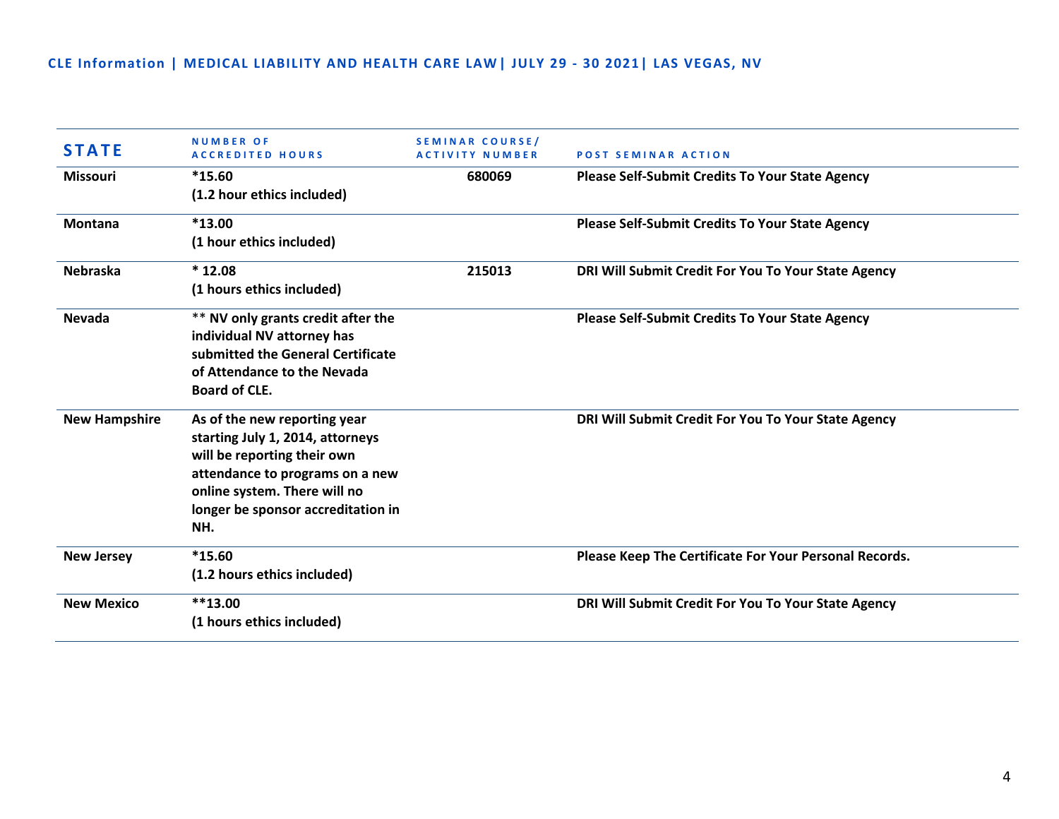CLE Information | MEDICAL LIABILITY AND HEALTH CARE LAW| JULY 29 - 30 2021| LAS VEGAS, NV

| STATE | NUMBER OF ACCREDITED HOURS | SEMINAR COURSE/ ACTIVITY NUMBER | POST SEMINAR ACTION |
|---|---|---|---|
| **Missouri** | **\*15.60**<br>**(1.2 hour ethics included)** | **680069** | **Please Self-Submit Credits To Your State Agency** |
| **Montana** | **\*13.00**<br>**(1 hour ethics included)** | | **Please Self-Submit Credits To Your State Agency** |
| **Nebraska** | **\* 12.08**<br>**(1 hours ethics included)** | **215013** | **DRI Will Submit Credit For You To Your State Agency** |
| **Nevada** | **\*\* NV only grants credit after the individual NV attorney has submitted the General Certificate of Attendance to the Nevada Board of CLE.** | | **Please Self-Submit Credits To Your State Agency** |
| **New Hampshire** | **As of the new reporting year starting July 1, 2014, attorneys will be reporting their own attendance to programs on a new online system. There will no longer be sponsor accreditation in NH.** | | **DRI Will Submit Credit For You To Your State Agency** |
| **New Jersey** | **\*15.60**<br>**(1.2 hours ethics included)** | | **Please Keep The Certificate For Your Personal Records.** |
| **New Mexico** | **\*\*13.00**<br>**(1 hours ethics included)** | | **DRI Will Submit Credit For You To Your State Agency** |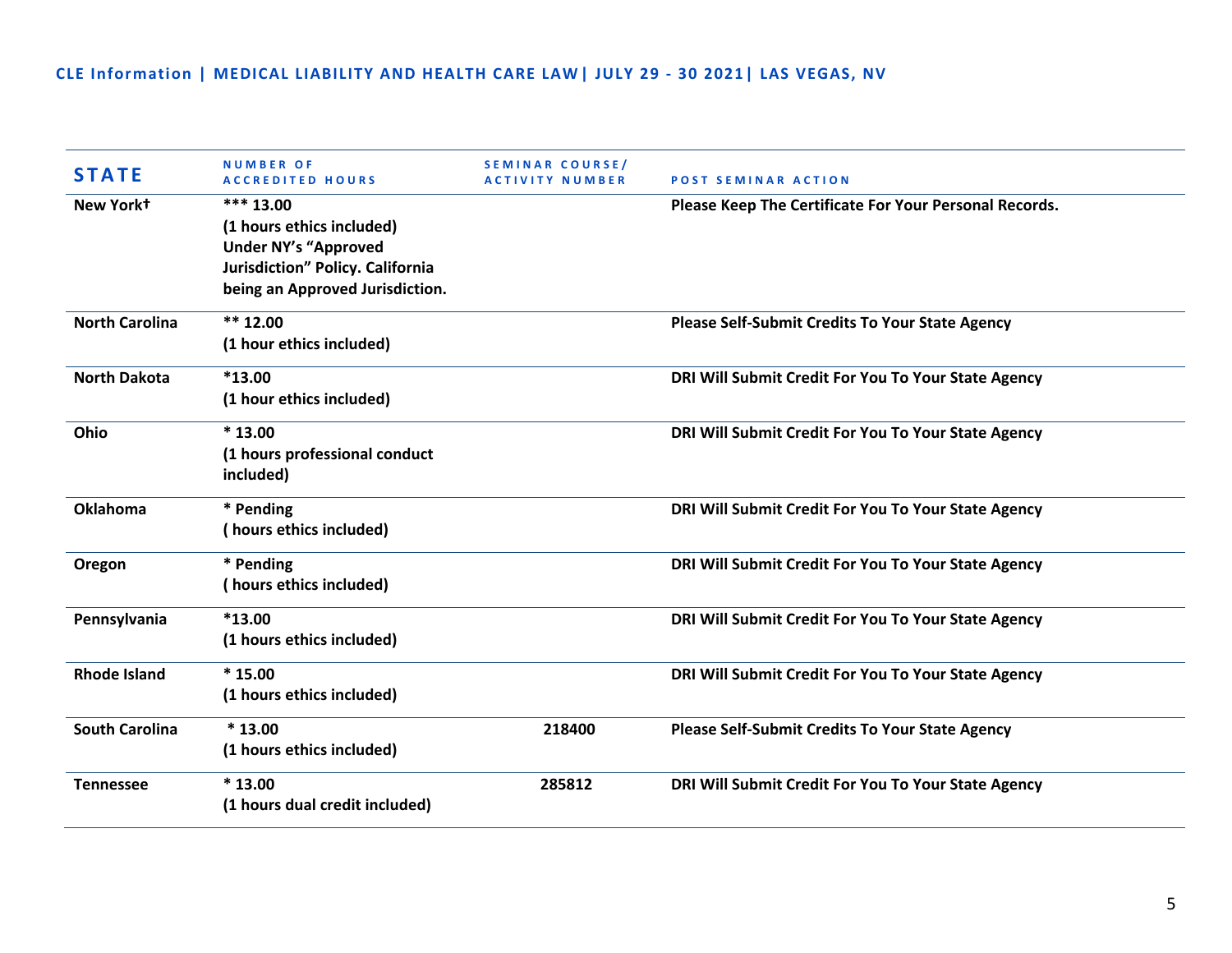**CLE Information | MEDICAL LIABILITY AND HEALTH CARE LAW| JULY 29 - 30 2021| LAS VEGAS, NV**

| STATE | NUMBER OF ACCREDITED HOURS | SEMINAR COURSE/ ACTIVITY NUMBER | POST SEMINAR ACTION |
|---|---|---|---|
| **New York†** | **\*\*\* 13.00 (1 hours ethics included) Under NY's "Approved Jurisdiction" Policy. California being an Approved Jurisdiction.** | | **Please Keep The Certificate For Your Personal Records.** |
| **North Carolina** | **\*\* 12.00 (1 hour ethics included)** | | **Please Self-Submit Credits To Your State Agency** |
| **North Dakota** | **\*13.00 (1 hour ethics included)** | | **DRI Will Submit Credit For You To Your State Agency** |
| **Ohio** | **\* 13.00 (1 hours professional conduct included)** | | **DRI Will Submit Credit For You To Your State Agency** |
| **Oklahoma** | **\* Pending ( hours ethics included)** | | **DRI Will Submit Credit For You To Your State Agency** |
| **Oregon** | **\* Pending ( hours ethics included)** | | **DRI Will Submit Credit For You To Your State Agency** |
| **Pennsylvania** | **\*13.00 (1 hours ethics included)** | | **DRI Will Submit Credit For You To Your State Agency** |
| **Rhode Island** | **\* 15.00 (1 hours ethics included)** | | **DRI Will Submit Credit For You To Your State Agency** |
| **South Carolina** | **\* 13.00 (1 hours ethics included)** | **218400** | **Please Self-Submit Credits To Your State Agency** |
| **Tennessee** | **\* 13.00 (1 hours dual credit included)** | **285812** | **DRI Will Submit Credit For You To Your State Agency** |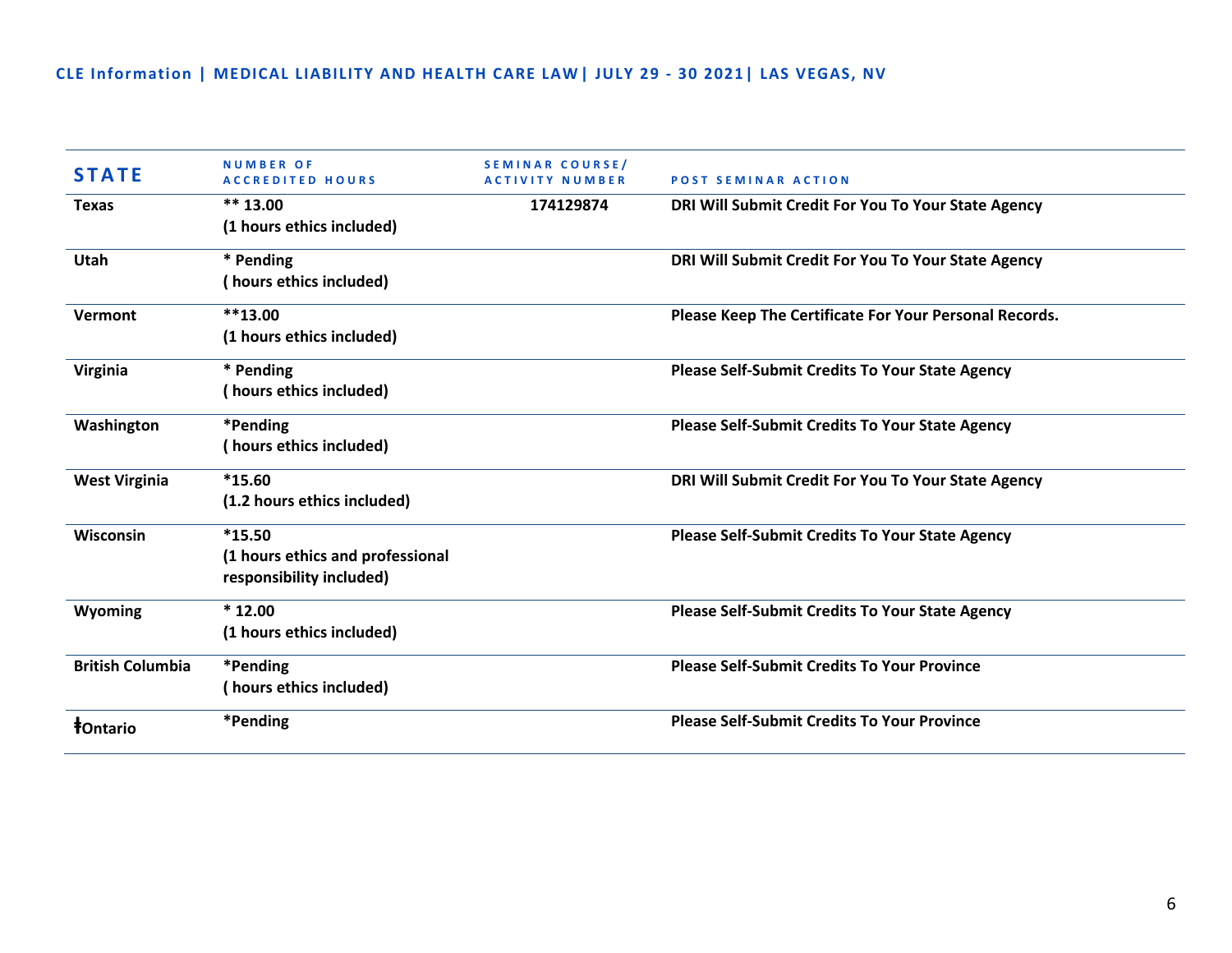CLE Information | MEDICAL LIABILITY AND HEALTH CARE LAW| JULY 29 - 30 2021| LAS VEGAS, NV

| STATE | NUMBER OF ACCREDITED HOURS | SEMINAR COURSE/ ACTIVITY NUMBER | POST SEMINAR ACTION |
|---|---|---|---|
| **Texas** | **** 13.00 (1 hours ethics included)** | **174129874** | **DRI Will Submit Credit For You To Your State Agency** |
| **Utah** | **\* Pending ( hours ethics included)** | | **DRI Will Submit Credit For You To Your State Agency** |
| **Vermont** | ****13.00 (1 hours ethics included)** | | **Please Keep The Certificate For Your Personal Records.** |
| **Virginia** | **\* Pending ( hours ethics included)** | | **Please Self-Submit Credits To Your State Agency** |
| **Washington** | **\*Pending ( hours ethics included)** | | **Please Self-Submit Credits To Your State Agency** |
| **West Virginia** | **\*15.60 (1.2 hours ethics included)** | | **DRI Will Submit Credit For You To Your State Agency** |
| **Wisconsin** | **\*15.50 (1 hours ethics and professional responsibility included)** | | **Please Self-Submit Credits To Your State Agency** |
| **Wyoming** | **\* 12.00 (1 hours ethics included)** | | **Please Self-Submit Credits To Your State Agency** |
| **British Columbia** | **\*Pending ( hours ethics included)** | | **Please Self-Submit Credits To Your Province** |
| **ǂOntario** | **\*Pending** | | **Please Self-Submit Credits To Your Province** |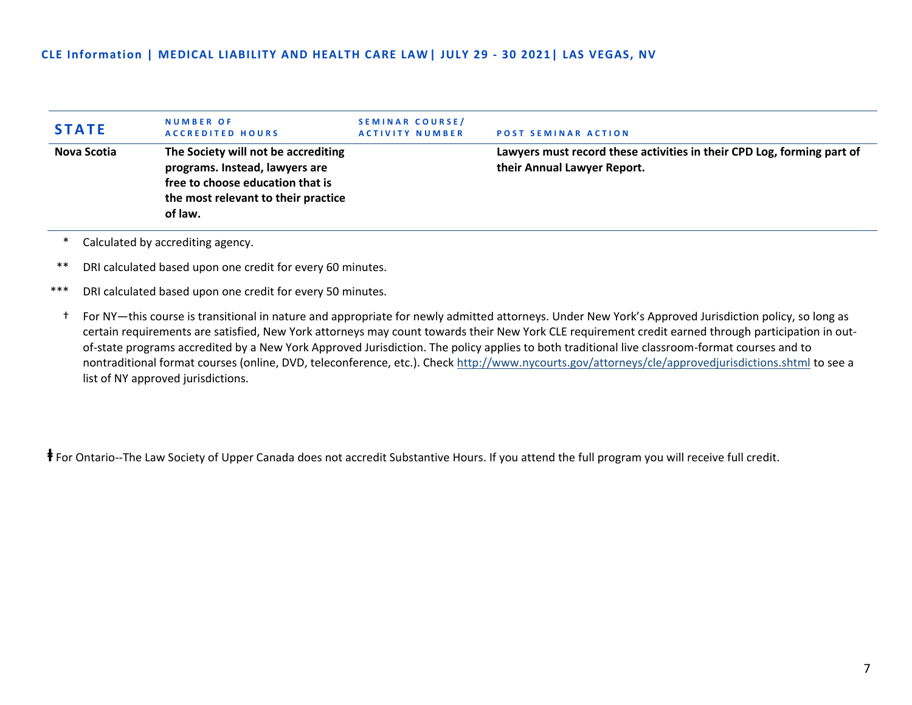| STATE | NUMBER OF ACCREDITED HOURS | SEMINAR COURSE/ ACTIVITY NUMBER | POST SEMINAR ACTION |
|---|---|---|---|
| **Nova Scotia** | **The Society will not be accrediting programs. Instead, lawyers are free to choose education that is the most relevant to their practice of law.** | | **Lawyers must record these activities in their CPD Log, forming part of their Annual Lawyer Report.** |

\* Calculated by accrediting agency.

** DRI calculated based upon one credit for every 60 minutes.

*** DRI calculated based upon one credit for every 50 minutes.

† For NY—this course is transitional in nature and appropriate for newly admitted attorneys. Under New York's Approved Jurisdiction policy, so long as certain requirements are satisfied, New York attorneys may count towards their New York CLE requirement credit earned through participation in out-of-state programs accredited by a New York Approved Jurisdiction. The policy applies to both traditional live classroom-format courses and to nontraditional format courses (online, DVD, teleconference, etc.). Check http://www.nycourts.gov/attorneys/cle/approvedjurisdictions.shtml to see a list of NY approved jurisdictions.

ǂ For Ontario--The Law Society of Upper Canada does not accredit Substantive Hours. If you attend the full program you will receive full credit.